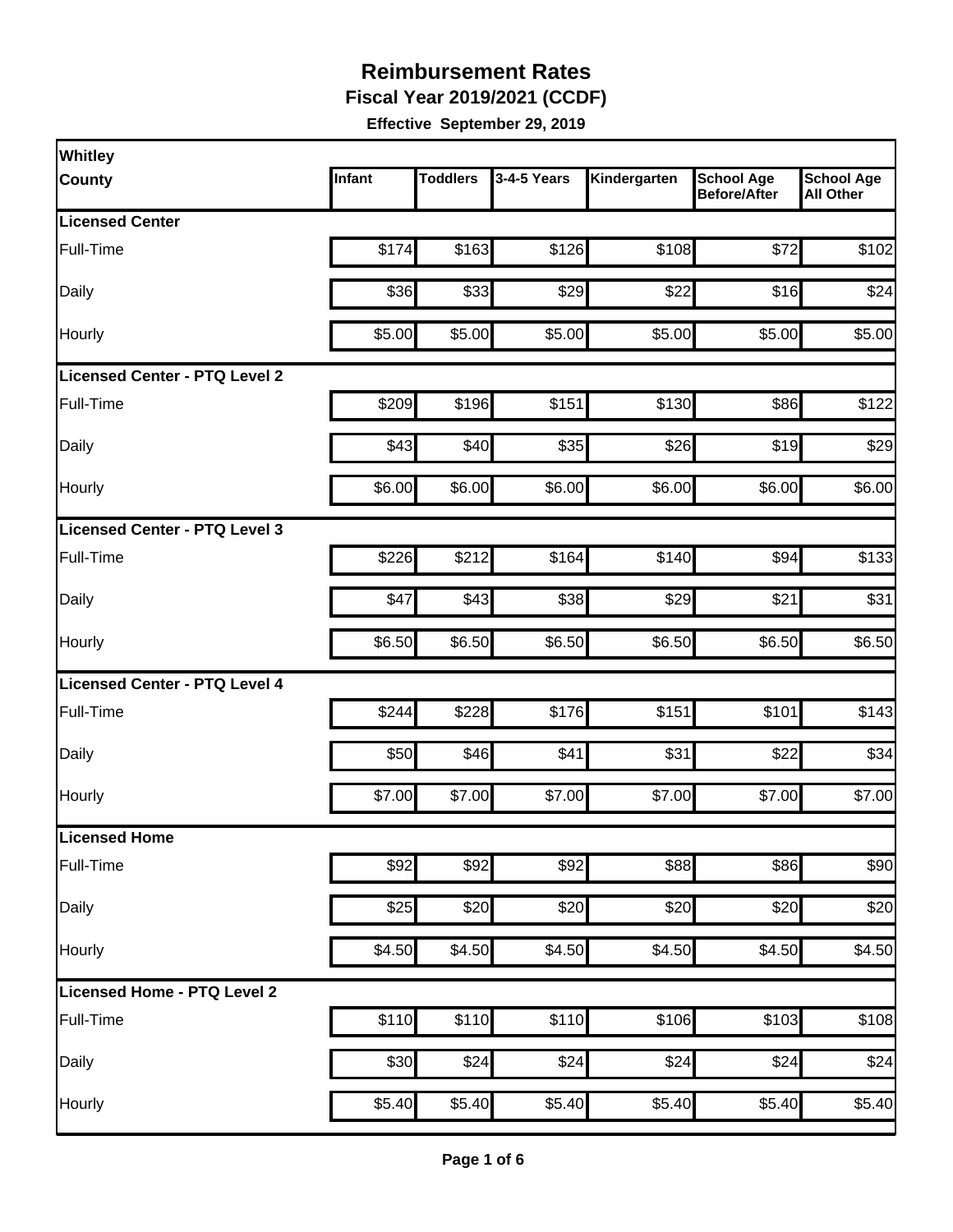# Reimbursement Rates

**Fiscal Year 2019/2021 (CCDF)**

**Effective September 29, 2019**

| Whitley County | Infant | Toddlers | 3-4-5 Years | Kindergarten | School Age Before/After | School Age All Other |
|---|---|---|---|---|---|---|
| **Licensed Center** | | | | | | |
| Full-Time | $174 | $163 | $126 | $108 | $72 | $102 |
| Daily | $36 | $33 | $29 | $22 | $16 | $24 |
| Hourly | $5.00 | $5.00 | $5.00 | $5.00 | $5.00 | $5.00 |
| **Licensed Center - PTQ Level 2** | | | | | | |
| Full-Time | $209 | $196 | $151 | $130 | $86 | $122 |
| Daily | $43 | $40 | $35 | $26 | $19 | $29 |
| Hourly | $6.00 | $6.00 | $6.00 | $6.00 | $6.00 | $6.00 |
| **Licensed Center - PTQ Level 3** | | | | | | |
| Full-Time | $226 | $212 | $164 | $140 | $94 | $133 |
| Daily | $47 | $43 | $38 | $29 | $21 | $31 |
| Hourly | $6.50 | $6.50 | $6.50 | $6.50 | $6.50 | $6.50 |
| **Licensed Center - PTQ Level 4** | | | | | | |
| Full-Time | $244 | $228 | $176 | $151 | $101 | $143 |
| Daily | $50 | $46 | $41 | $31 | $22 | $34 |
| Hourly | $7.00 | $7.00 | $7.00 | $7.00 | $7.00 | $7.00 |
| **Licensed Home** | | | | | | |
| Full-Time | $92 | $92 | $92 | $88 | $86 | $90 |
| Daily | $25 | $20 | $20 | $20 | $20 | $20 |
| Hourly | $4.50 | $4.50 | $4.50 | $4.50 | $4.50 | $4.50 |
| **Licensed Home - PTQ Level 2** | | | | | | |
| Full-Time | $110 | $110 | $110 | $106 | $103 | $108 |
| Daily | $30 | $24 | $24 | $24 | $24 | $24 |
| Hourly | $5.40 | $5.40 | $5.40 | $5.40 | $5.40 | $5.40 |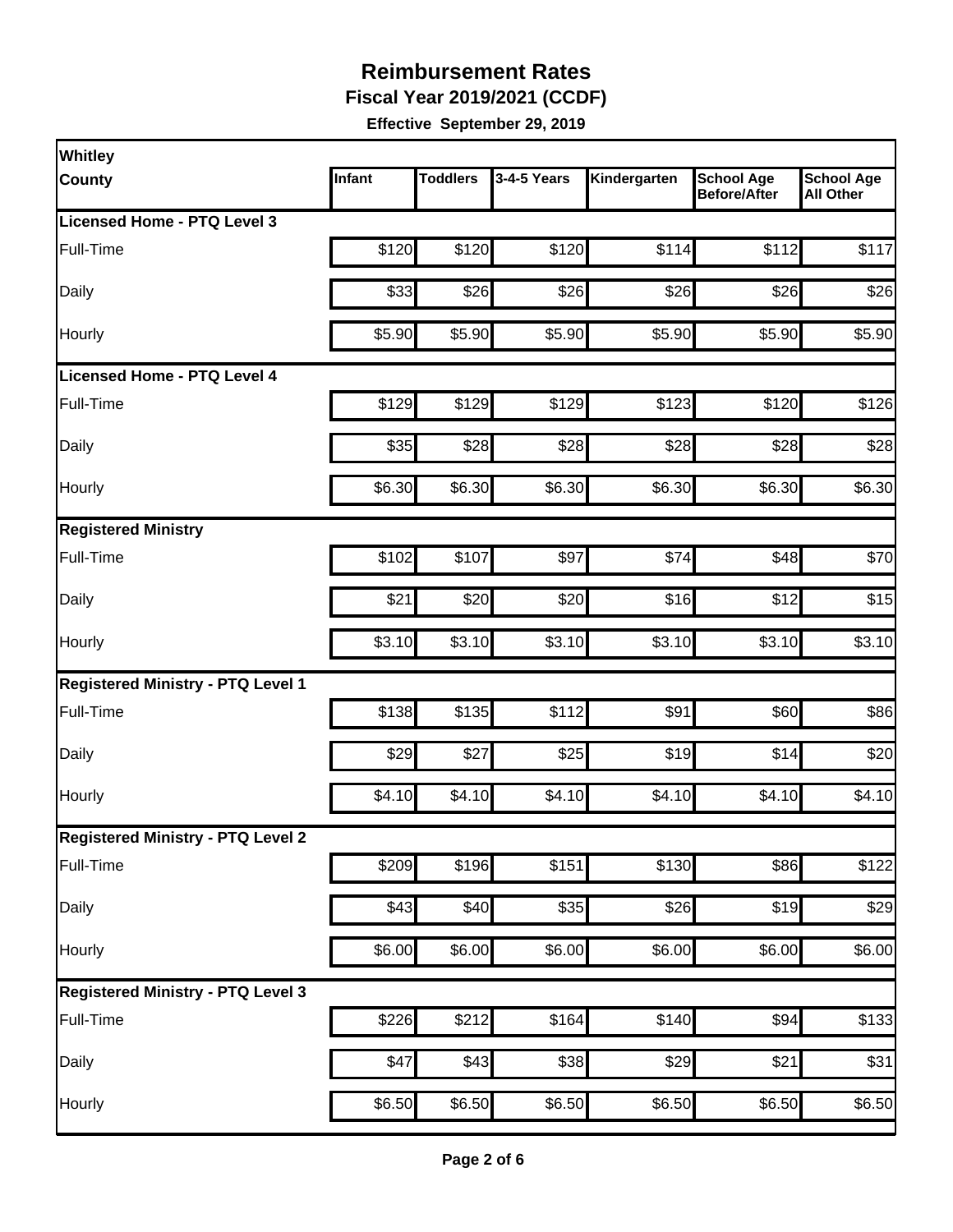# Reimbursement Rates

**Fiscal Year 2019/2021 (CCDF)**

**Effective September 29, 2019**

| Whitley County | Infant | Toddlers | 3-4-5 Years | Kindergarten | School Age Before/After | School Age All Other |
|---|---|---|---|---|---|---|
| **Licensed Home - PTQ Level 3** | | | | | | |
| Full-Time | $120 | $120 | $120 | $114 | $112 | $117 |
| Daily | $33 | $26 | $26 | $26 | $26 | $26 |
| Hourly | $5.90 | $5.90 | $5.90 | $5.90 | $5.90 | $5.90 |
| **Licensed Home - PTQ Level 4** | | | | | | |
| Full-Time | $129 | $129 | $129 | $123 | $120 | $126 |
| Daily | $35 | $28 | $28 | $28 | $28 | $28 |
| Hourly | $6.30 | $6.30 | $6.30 | $6.30 | $6.30 | $6.30 |
| **Registered Ministry** | | | | | | |
| Full-Time | $102 | $107 | $97 | $74 | $48 | $70 |
| Daily | $21 | $20 | $20 | $16 | $12 | $15 |
| Hourly | $3.10 | $3.10 | $3.10 | $3.10 | $3.10 | $3.10 |
| **Registered Ministry - PTQ Level 1** | | | | | | |
| Full-Time | $138 | $135 | $112 | $91 | $60 | $86 |
| Daily | $29 | $27 | $25 | $19 | $14 | $20 |
| Hourly | $4.10 | $4.10 | $4.10 | $4.10 | $4.10 | $4.10 |
| **Registered Ministry - PTQ Level 2** | | | | | | |
| Full-Time | $209 | $196 | $151 | $130 | $86 | $122 |
| Daily | $43 | $40 | $35 | $26 | $19 | $29 |
| Hourly | $6.00 | $6.00 | $6.00 | $6.00 | $6.00 | $6.00 |
| **Registered Ministry - PTQ Level 3** | | | | | | |
| Full-Time | $226 | $212 | $164 | $140 | $94 | $133 |
| Daily | $47 | $43 | $38 | $29 | $21 | $31 |
| Hourly | $6.50 | $6.50 | $6.50 | $6.50 | $6.50 | $6.50 |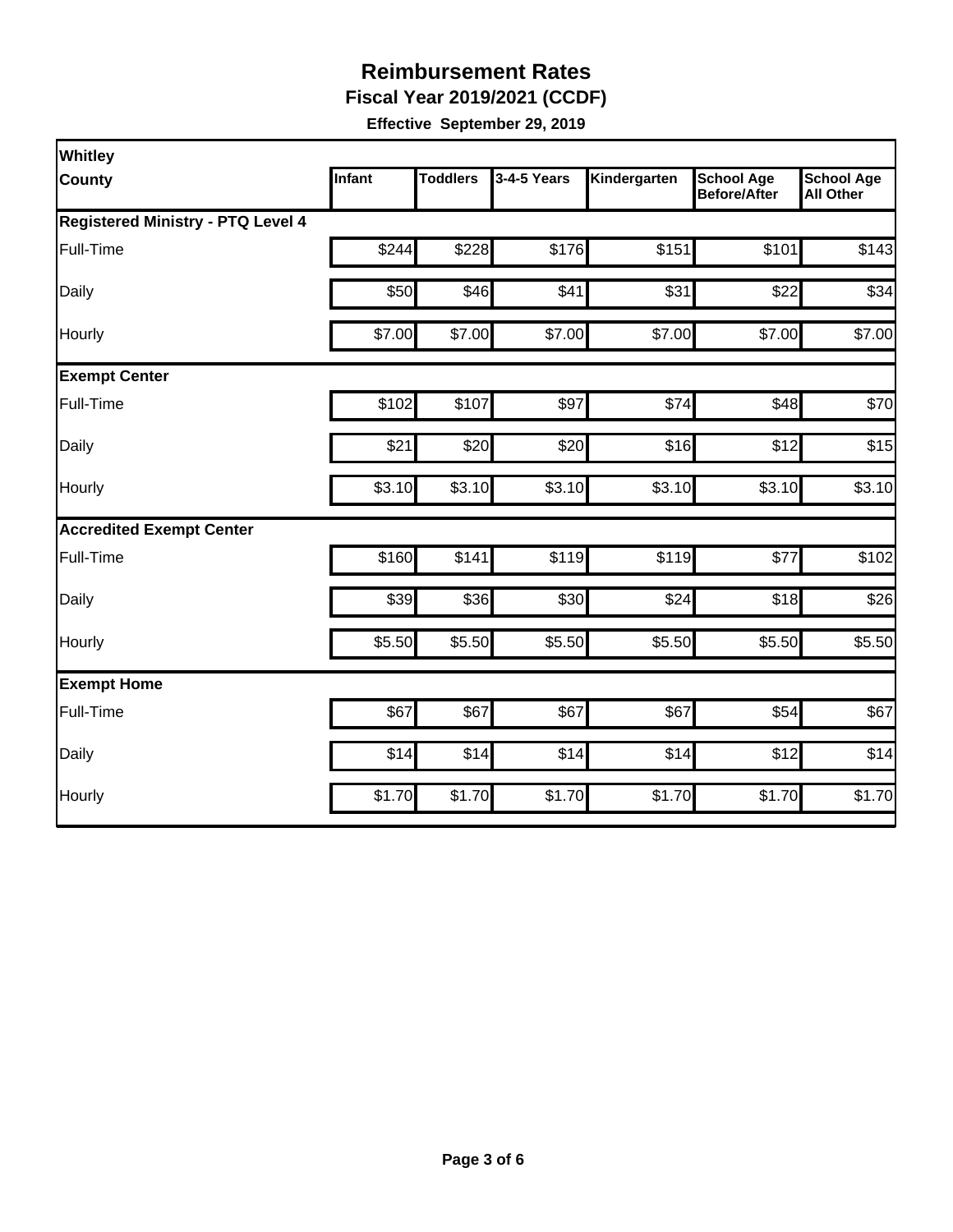# Reimbursement Rates

**Fiscal Year 2019/2021 (CCDF)**

**Effective September 29, 2019**

| Whitley County | Infant | Toddlers | 3-4-5 Years | Kindergarten | School Age Before/After | School Age All Other |
|---|---|---|---|---|---|---|
| **Registered Ministry - PTQ Level 4** | | | | | | |
| Full-Time | $244 | $228 | $176 | $151 | $101 | $143 |
| Daily | $50 | $46 | $41 | $31 | $22 | $34 |
| Hourly | $7.00 | $7.00 | $7.00 | $7.00 | $7.00 | $7.00 |
| **Exempt Center** | | | | | | |
| Full-Time | $102 | $107 | $97 | $74 | $48 | $70 |
| Daily | $21 | $20 | $20 | $16 | $12 | $15 |
| Hourly | $3.10 | $3.10 | $3.10 | $3.10 | $3.10 | $3.10 |
| **Accredited Exempt Center** | | | | | | |
| Full-Time | $160 | $141 | $119 | $119 | $77 | $102 |
| Daily | $39 | $36 | $30 | $24 | $18 | $26 |
| Hourly | $5.50 | $5.50 | $5.50 | $5.50 | $5.50 | $5.50 |
| **Exempt Home** | | | | | | |
| Full-Time | $67 | $67 | $67 | $67 | $54 | $67 |
| Daily | $14 | $14 | $14 | $14 | $12 | $14 |
| Hourly | $1.70 | $1.70 | $1.70 | $1.70 | $1.70 | $1.70 |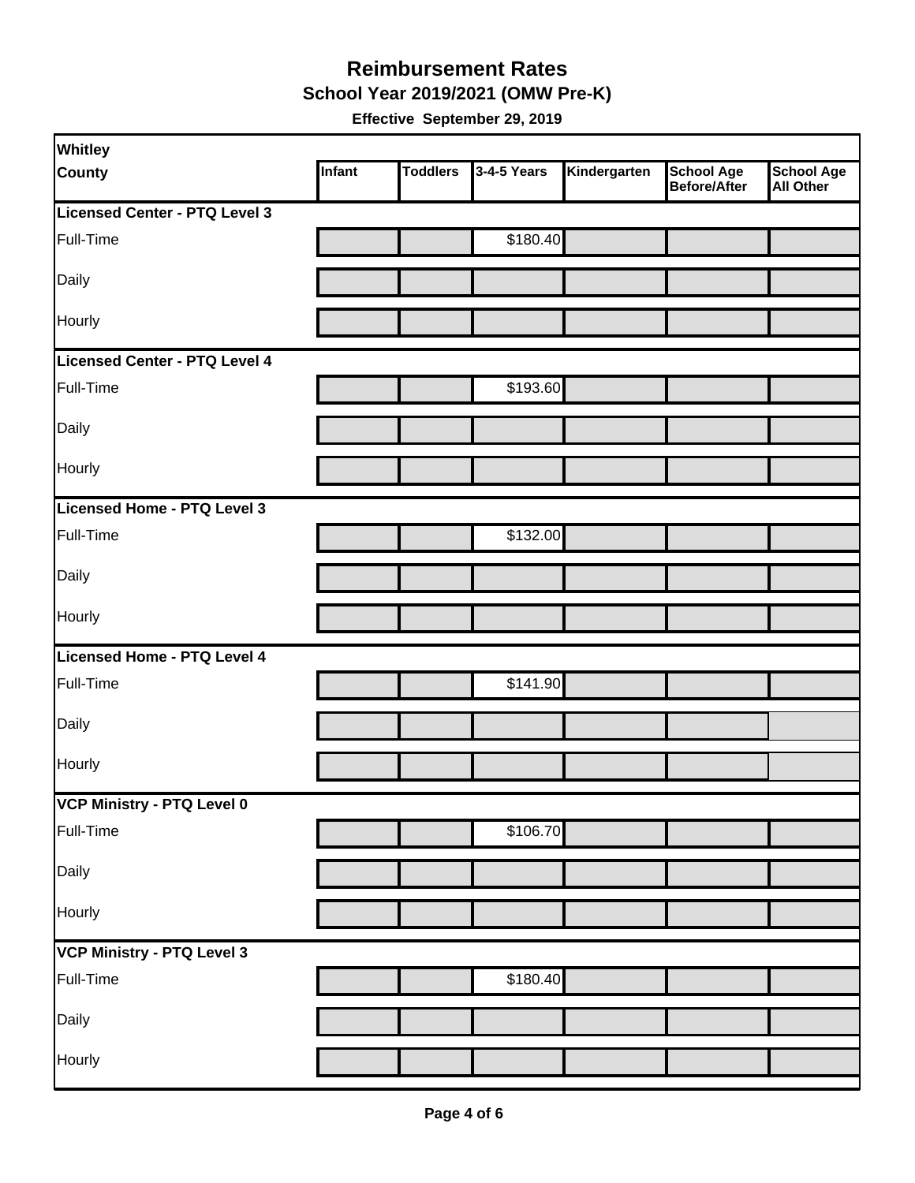# Reimbursement Rates

**School Year 2019/2021 (OMW Pre-K)**

**Effective September 29, 2019**

| Whitley County | Infant | Toddlers | 3-4-5 Years | Kindergarten | School Age Before/After | School Age All Other |
|---|---|---|---|---|---|---|
| **Licensed Center - PTQ Level 3** | | | | | | |
| Full-Time | | | $180.40 | | | |
| Daily | | | | | | |
| Hourly | | | | | | |
| **Licensed Center - PTQ Level 4** | | | | | | |
| Full-Time | | | $193.60 | | | |
| Daily | | | | | | |
| Hourly | | | | | | |
| **Licensed Home - PTQ Level 3** | | | | | | |
| Full-Time | | | $132.00 | | | |
| Daily | | | | | | |
| Hourly | | | | | | |
| **Licensed Home - PTQ Level 4** | | | | | | |
| Full-Time | | | $141.90 | | | |
| Daily | | | | | | |
| Hourly | | | | | | |
| **VCP Ministry - PTQ Level 0** | | | | | | |
| Full-Time | | | $106.70 | | | |
| Daily | | | | | | |
| Hourly | | | | | | |
| **VCP Ministry - PTQ Level 3** | | | | | | |
| Full-Time | | | $180.40 | | | |
| Daily | | | | | | |
| Hourly | | | | | | |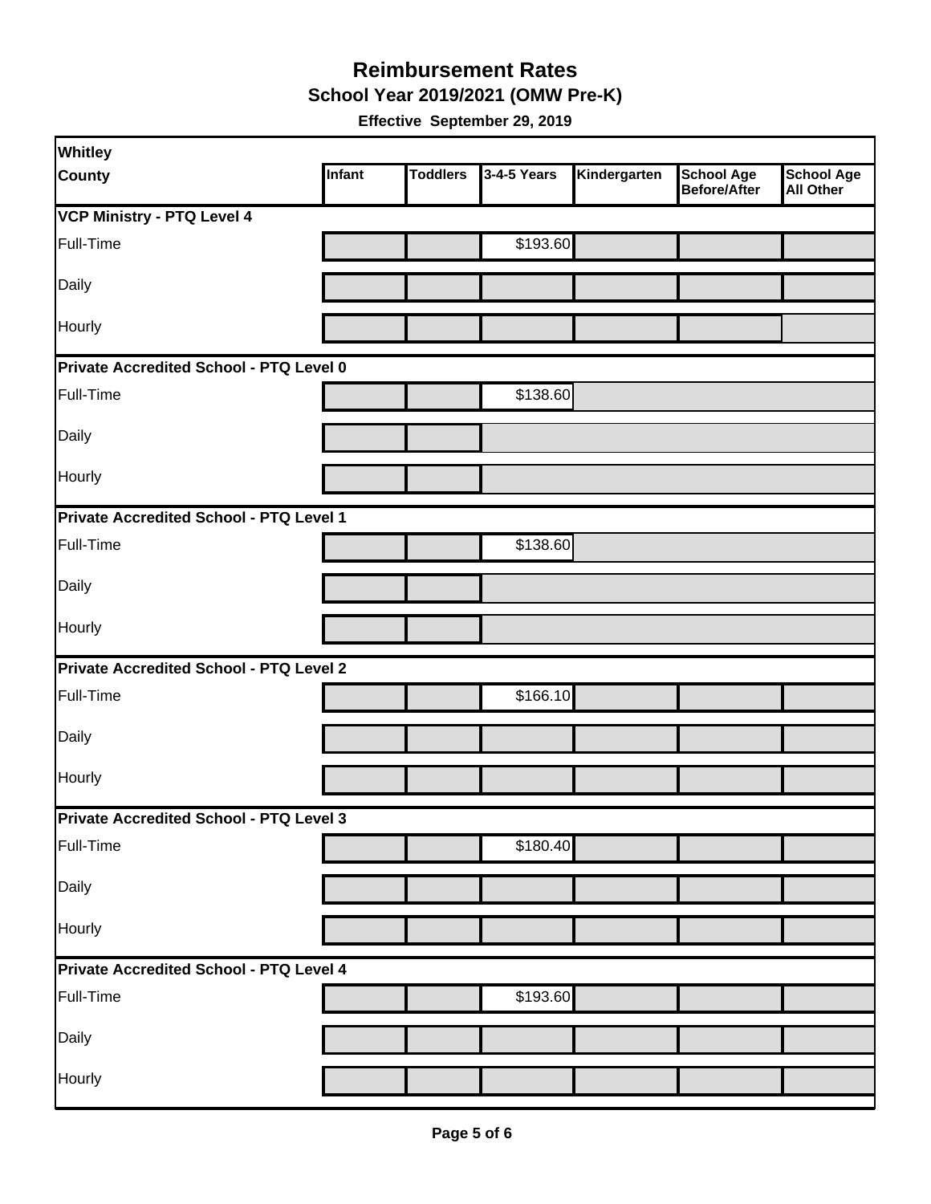# Reimbursement Rates

## School Year 2019/2021 (OMW Pre-K)

**Effective September 29, 2019**

| Whitley County | Infant | Toddlers | 3-4-5 Years | Kindergarten | School Age Before/After | School Age All Other |
|---|---|---|---|---|---|---|
| **VCP Ministry - PTQ Level 4** | | | | | | |
| Full-Time | | | $193.60 | | | |
| Daily | | | | | | |
| Hourly | | | | | | |
| **Private Accredited School - PTQ Level 0** | | | | | | |
| Full-Time | | | $138.60 | | | |
| Daily | | | | | | |
| Hourly | | | | | | |
| **Private Accredited School - PTQ Level 1** | | | | | | |
| Full-Time | | | $138.60 | | | |
| Daily | | | | | | |
| Hourly | | | | | | |
| **Private Accredited School - PTQ Level 2** | | | | | | |
| Full-Time | | | $166.10 | | | |
| Daily | | | | | | |
| Hourly | | | | | | |
| **Private Accredited School - PTQ Level 3** | | | | | | |
| Full-Time | | | $180.40 | | | |
| Daily | | | | | | |
| Hourly | | | | | | |
| **Private Accredited School - PTQ Level 4** | | | | | | |
| Full-Time | | | $193.60 | | | |
| Daily | | | | | | |
| Hourly | | | | | | |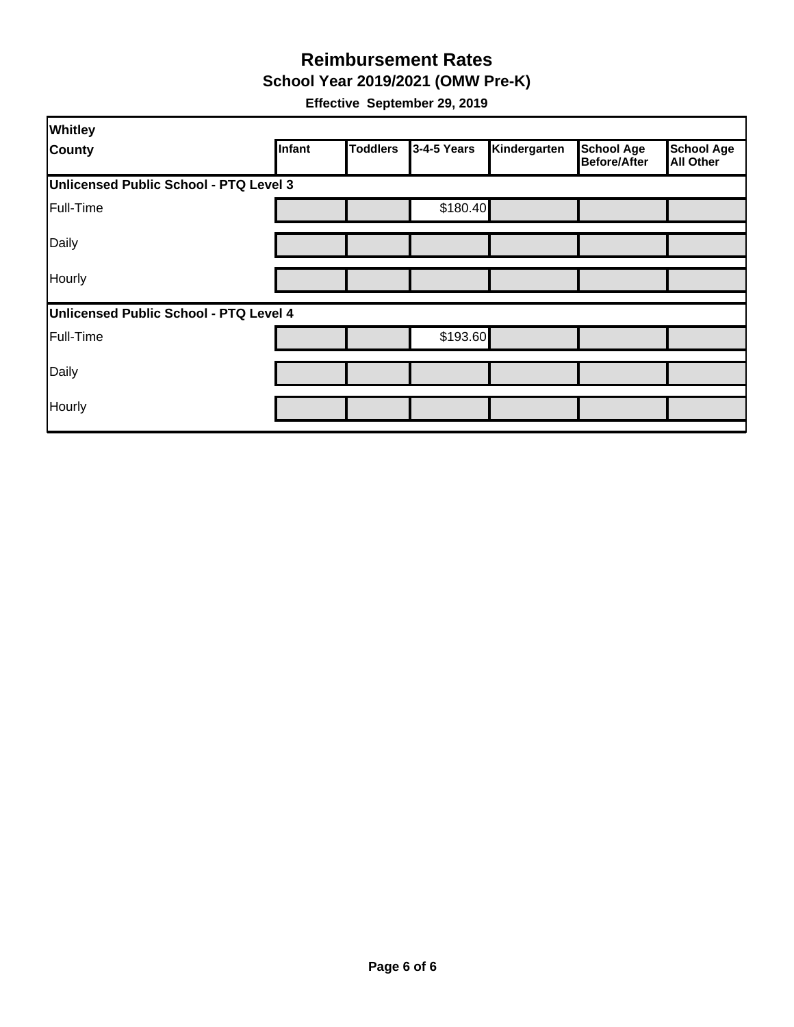# Reimbursement Rates

## School Year 2019/2021 (OMW Pre-K)

**Effective September 29, 2019**

| Whitley County | Infant | Toddlers | 3-4-5 Years | Kindergarten | School Age Before/After | School Age All Other |
|---|---|---|---|---|---|---|
| **Unlicensed Public School - PTQ Level 3** | | | | | | |
| Full-Time | | | $180.40 | | | |
| Daily | | | | | | |
| Hourly | | | | | | |
| **Unlicensed Public School - PTQ Level 4** | | | | | | |
| Full-Time | | | $193.60 | | | |
| Daily | | | | | | |
| Hourly | | | | | | |